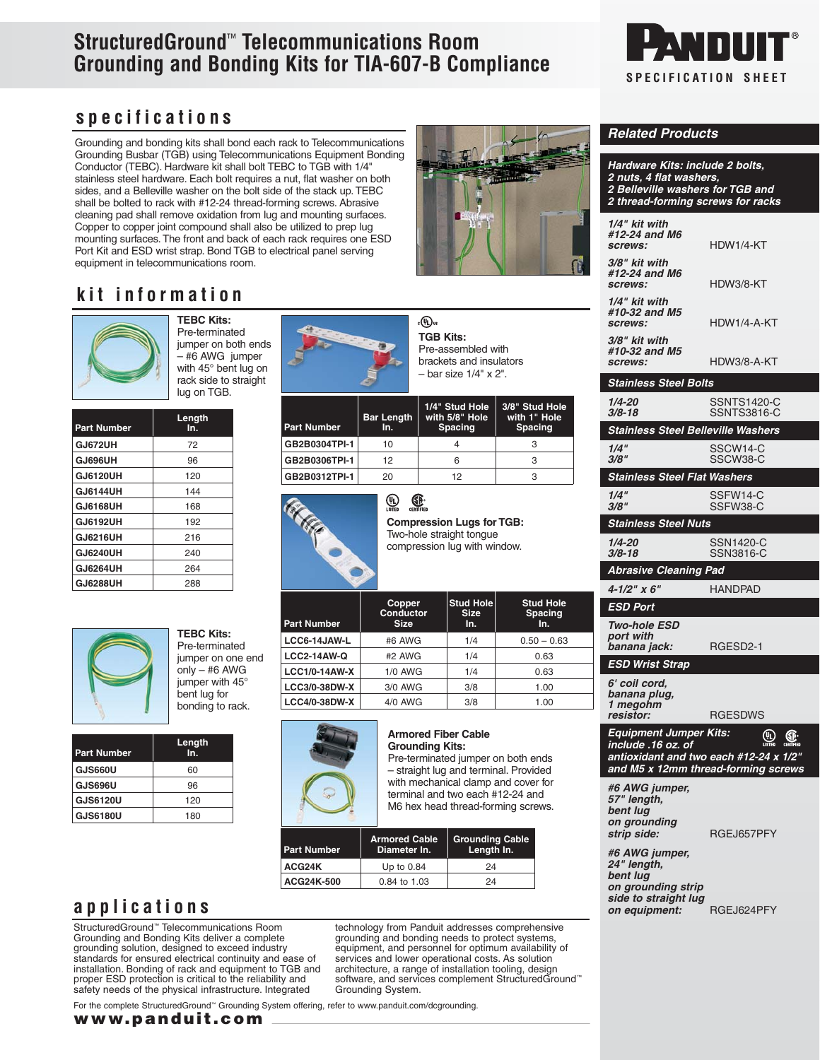# StructuredGround™ Telecommunications Room Grounding and Bonding Kits for TIA-607-B Compliance

PANDUIT®

SPECIFICATION SHEET

## specifications

Grounding and bonding kits shall bond each rack to Telecommunications Grounding Busbar (TGB) using Telecommunications Equipment Bonding Conductor (TEBC). Hardware kit shall bolt TEBC to TGB with 1/4" stainless steel hardware. Each bolt requires a nut, flat washer on both sides, and a Belleville washer on the bolt side of the stack up. TEBC shall be bolted to rack with #12-24 thread-forming screws. Abrasive cleaning pad shall remove oxidation from lug and mounting surfaces. Copper to copper joint compound shall also be utilized to prep lug mounting surfaces. The front and back of each rack requires one ESD Port Kit and ESD wrist strap. Bond TGB to electrical panel serving equipment in telecommunications room.

## kit information

**TEBC Kits:** Pre-terminated jumper on both ends – #6 AWG jumper with 45° bent lug on rack side to straight lug on TGB.

| Part Number | Length In. |
|---|---|
| GJ672UH | 72 |
| GJ696UH | 96 |
| GJ6120UH | 120 |
| GJ6144UH | 144 |
| GJ6168UH | 168 |
| GJ6192UH | 192 |
| GJ6216UH | 216 |
| GJ6240UH | 240 |
| GJ6264UH | 264 |
| GJ6288UH | 288 |

**TEBC Kits:** Pre-terminated jumper on one end only – #6 AWG jumper with 45° bent lug for bonding to rack.

| Part Number | Length In. |
|---|---|
| GJS660U | 60 |
| GJS696U | 96 |
| GJS6120U | 120 |
| GJS6180U | 180 |

**TGB Kits:** Pre-assembled with brackets and insulators – bar size 1/4" x 2".

| Part Number | Bar Length In. | 1/4" Stud Hole with 5/8" Hole Spacing | 3/8" Stud Hole with 1" Hole Spacing |
|---|---|---|---|
| GB2B0304TPI-1 | 10 | 4 | 3 |
| GB2B0306TPI-1 | 12 | 6 | 3 |
| GB2B0312TPI-1 | 20 | 12 | 3 |

**Compression Lugs for TGB:** Two-hole straight tongue compression lug with window.

| Part Number | Copper Conductor Size | Stud Hole Size In. | Stud Hole Spacing In. |
|---|---|---|---|
| LCC6-14JAW-L | #6 AWG | 1/4 | 0.50 – 0.63 |
| LCC2-14AW-Q | #2 AWG | 1/4 | 0.63 |
| LCC1/0-14AW-X | 1/0 AWG | 1/4 | 0.63 |
| LCC3/0-38DW-X | 3/0 AWG | 3/8 | 1.00 |
| LCC4/0-38DW-X | 4/0 AWG | 3/8 | 1.00 |

**Armored Fiber Cable Grounding Kits:** Pre-terminated jumper on both ends – straight lug and terminal. Provided with mechanical clamp and cover for terminal and two each #12-24 and M6 hex head thread-forming screws.

| Part Number | Armored Cable Diameter In. | Grounding Cable Length In. |
|---|---|---|
| ACG24K | Up to 0.84 | 24 |
| ACG24K-500 | 0.84 to 1.03 | 24 |

## applications

StructuredGround™ Telecommunications Room Grounding and Bonding Kits deliver a complete grounding solution, designed to exceed industry standards for ensured electrical continuity and ease of installation. Bonding of rack and equipment to TGB and proper ESD protection is critical to the reliability and safety needs of the physical infrastructure. Integrated technology from Panduit addresses comprehensive grounding and bonding needs to protect systems, equipment, and personnel for optimum availability of services and lower operational costs. As solution architecture, a range of installation tooling, design software, and services complement StructuredGround™ Grounding System.

For the complete StructuredGround™ Grounding System offering, refer to www.panduit.com/dcgrounding.

**www.panduit.com**

## Related Products

**Hardware Kits: include 2 bolts, 2 nuts, 4 flat washers, 2 Belleville washers for TGB and 2 thread-forming screws for racks**

| | |
|---|---|
| *1/4" kit with #12-24 and M6 screws:* | HDW1/4-KT |
| *3/8" kit with #12-24 and M6 screws:* | HDW3/8-KT |
| *1/4" kit with #10-32 and M5 screws:* | HDW1/4-A-KT |
| *3/8" kit with #10-32 and M5 screws:* | HDW3/8-A-KT |

**Stainless Steel Bolts**

| | |
|---|---|
| *1/4-20* | SSNTS1420-C |
| *3/8-18* | SSNTS3816-C |

**Stainless Steel Belleville Washers**

| | |
|---|---|
| *1/4"* | SSCW14-C |
| *3/8"* | SSCW38-C |

**Stainless Steel Flat Washers**

| | |
|---|---|
| *1/4"* | SSFW14-C |
| *3/8"* | SSFW38-C |

**Stainless Steel Nuts**

| | |
|---|---|
| *1/4-20* | SSN1420-C |
| *3/8-18* | SSN3816-C |

**Abrasive Cleaning Pad**

| | |
|---|---|
| *4-1/2" x 6"* | HANDPAD |

**ESD Port**

| | |
|---|---|
| *Two-hole ESD port with banana jack:* | RGESD2-1 |

**ESD Wrist Strap**

| | |
|---|---|
| *6' coil cord, banana plug, 1 megohm resistor:* | RGESDWS |

**Equipment Jumper Kits: include .16 oz. of antioxidant and two each #12-24 x 1/2" and M5 x 12mm thread-forming screws**

| | |
|---|---|
| *#6 AWG jumper, 57" length, bent lug on grounding strip side:* | RGEJ657PFY |
| *#6 AWG jumper, 24" length, bent lug on grounding strip side to straight lug on equipment:* | RGEJ624PFY |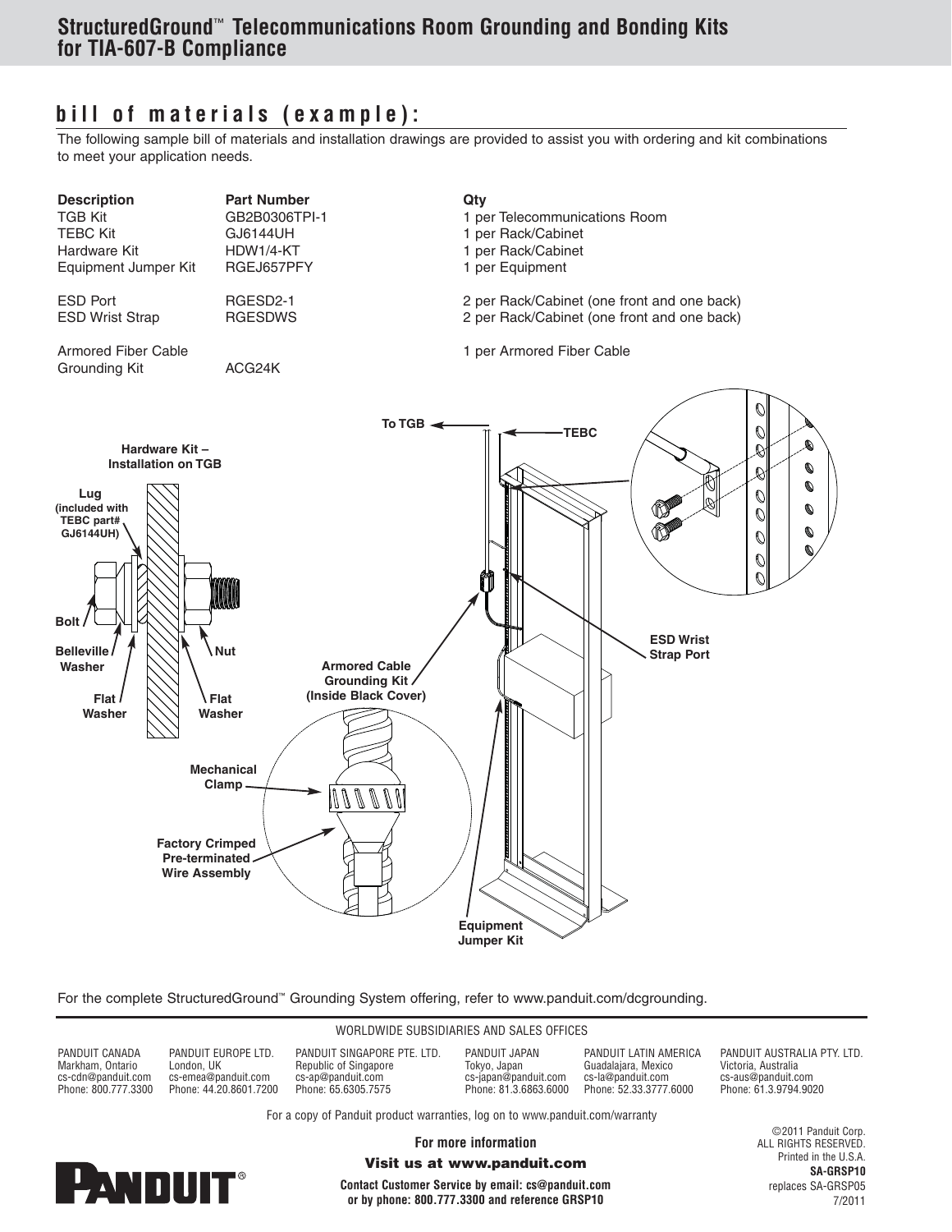# StructuredGround™ Telecommunications Room Grounding and Bonding Kits for TIA-607-B Compliance

## bill of materials (example):

The following sample bill of materials and installation drawings are provided to assist you with ordering and kit combinations to meet your application needs.

| Description | Part Number | Qty |
|---|---|---|
| TGB Kit | GB2B0306TPI-1 | 1 per Telecommunications Room |
| TEBC Kit | GJ6144UH | 1 per Rack/Cabinet |
| Hardware Kit | HDW1/4-KT | 1 per Rack/Cabinet |
| Equipment Jumper Kit | RGEJ657PFY | 1 per Equipment |
| ESD Port | RGESD2-1 | 2 per Rack/Cabinet (one front and one back) |
| ESD Wrist Strap | RGESDWS | 2 per Rack/Cabinet (one front and one back) |
| Armored Fiber Cable Grounding Kit | ACG24K | 1 per Armored Fiber Cable |

Hardware Kit – Installation on TGB

Lug (included with TEBC part# GJ6144UH)

Bolt

Belleville Washer

Flat Washer

Nut

Flat Washer

To TGB

TEBC

ESD Wrist Strap Port

Armored Cable Grounding Kit (Inside Black Cover)

Mechanical Clamp

Factory Crimped Pre-terminated Wire Assembly

Equipment Jumper Kit

For the complete StructuredGround™ Grounding System offering, refer to www.panduit.com/dcgrounding.

WORLDWIDE SUBSIDIARIES AND SALES OFFICES

PANDUIT CANADA
Markham, Ontario
cs-cdn@panduit.com
Phone: 800.777.3300

PANDUIT EUROPE LTD.
London, UK
cs-emea@panduit.com
Phone: 44.20.8601.7200

PANDUIT SINGAPORE PTE. LTD.
Republic of Singapore
cs-ap@panduit.com
Phone: 65.6305.7575

PANDUIT JAPAN
Tokyo, Japan
cs-japan@panduit.com
Phone: 81.3.6863.6000

PANDUIT LATIN AMERICA
Guadalajara, Mexico
cs-la@panduit.com
Phone: 52.33.3777.6000

PANDUIT AUSTRALIA PTY. LTD.
Victoria, Australia
cs-aus@panduit.com
Phone: 61.3.9794.9020

For a copy of Panduit product warranties, log on to www.panduit.com/warranty

PANDUIT®

**For more information**

**Visit us at www.panduit.com**

**Contact Customer Service by email: cs@panduit.com or by phone: 800.777.3300 and reference GRSP10**

©2011 Panduit Corp.
ALL RIGHTS RESERVED.
Printed in the U.S.A.
**SA-GRSP10**
replaces SA-GRSP05
7/2011